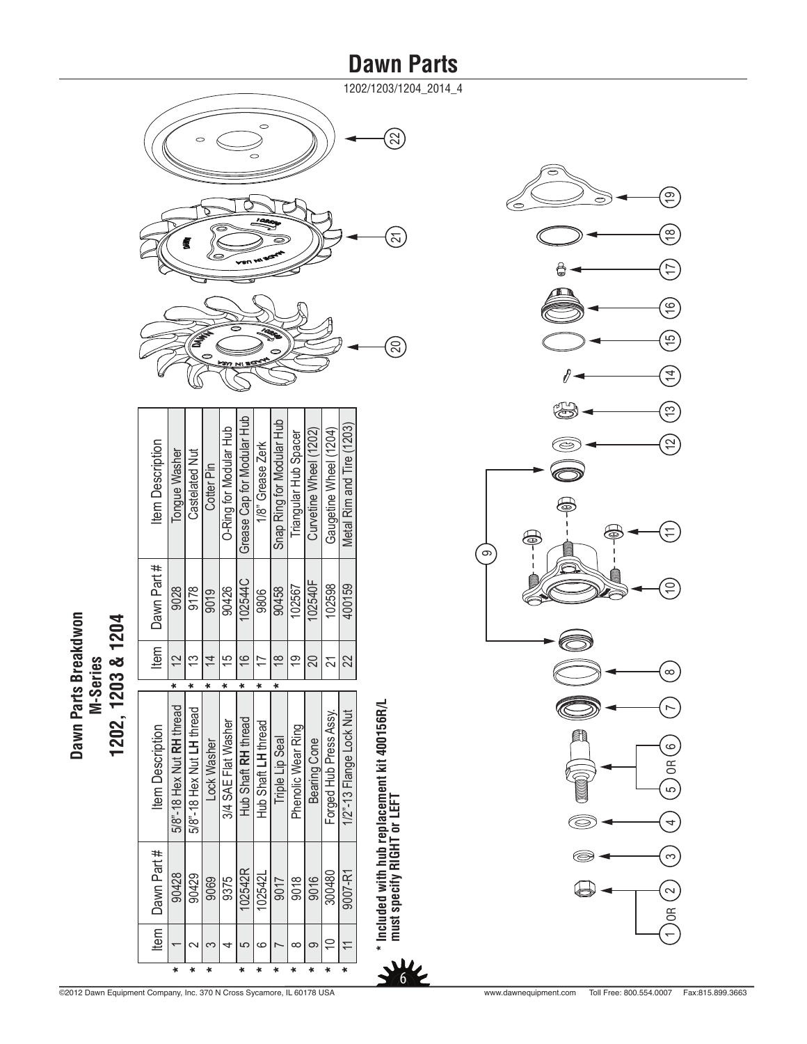# Dawn Parts

1202/1203/1204_2014_4

## Dawn Parts Breakdwon
### M-Series
### 1202, 1203 & 1204

| | Item | Dawn Part # | Item Description |
|---|---|---|---|
| * | 1 | 90428 | 5/8"-18 Hex Nut **RH** thread |
| * | 2 | 90429 | 5/8"-18 Hex Nut **LH** thread |
| * | 3 | 9069 | Lock Washer |
| * | 4 | 9375 | 3/4 SAE Flat Washer |
| * | 5 | 102542R | Hub Shaft **RH** thread |
| * | 6 | 102542L | Hub Shaft **LH** thread |
| * | 7 | 9017 | Triple Lip Seal |
| * | 8 | 9018 | Phenolic Wear Ring |
| * | 9 | 9016 | Bearing Cone |
| * | 10 | 300480 | Forged Hub Press Assy. |
| * | 11 | 9007-R1 | 1/2"-13 Flange Lock Nut |
| * | 12 | 9028 | Tongue Washer |
| * | 13 | 9178 | Castelated Nut |
| * | 14 | 9019 | Cotter Pin |
| * | 15 | 90426 | O-Ring for Modular Hub |
| * | 16 | 102544C | Grease Cap for Modular Hub |
| * | 17 | 9806 | 1/8" Grease Zerk |
| * | 18 | 90458 | Snap Ring for Modular Hub |
| | 19 | 102567 | Triangular Hub Spacer |
| | 20 | 102540F | Curvetine Wheel (1202) |
| | 21 | 102598 | Gaugetine Wheel (1204) |
| | 22 | 400159 | Metal Rim and Tire (1203) |

**\* Included with hub replacement kit 400156R/L must specify RIGHT or LEFT**

©2012 Dawn Equipment Company, Inc. 370 N Cross Sycamore, IL 60178 USA www.dawnequipment.com Toll Free: 800.554.0007 Fax:815.899.3663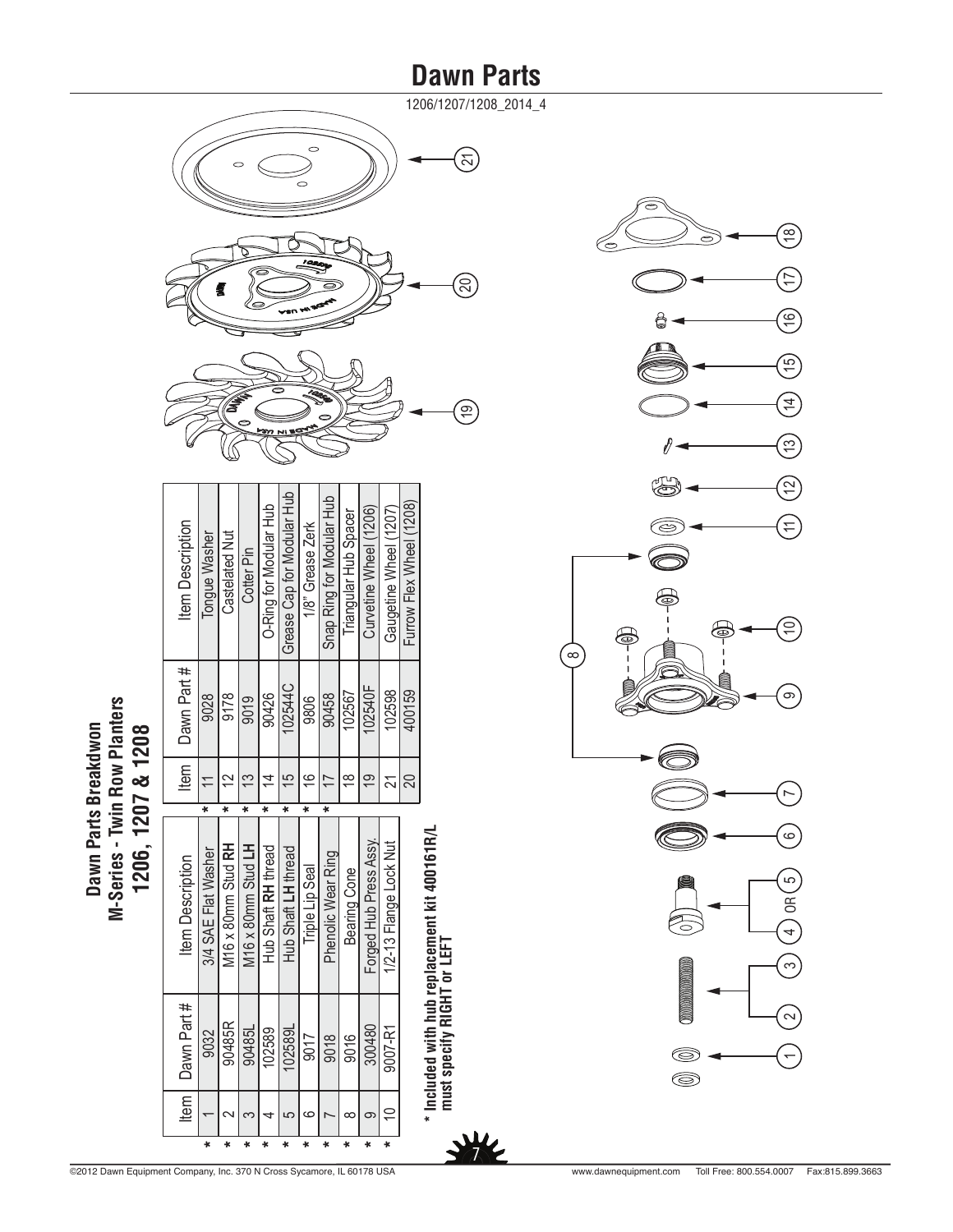# Dawn Parts

1206/1207/1208_2014_4

## Dawn Parts Breakdwon
## M-Series - Twin Row Planters
## 1206, 1207 & 1208

| | Item | Dawn Part # | Item Description |
|---|---|---|---|
| * | 1 | 9032 | 3/4 SAE Flat Washer |
| * | 2 | 90485R | M16 x 80mm Stud **RH** |
| * | 3 | 90485L | M16 x 80mm Stud **LH** |
| * | 4 | 102589 | Hub Shaft **RH** thread |
| * | 5 | 102589L | Hub Shaft **LH** thread |
| * | 6 | 9017 | Triple Lip Seal |
| * | 7 | 9018 | Phenolic Wear Ring |
| * | 8 | 9016 | Bearing Cone |
| * | 9 | 300480 | Forged Hub Press Assy. |
| * | 10 | 9007-R1 | 1/2-13 Flange Lock Nut |

| | Item | Dawn Part # | Item Description |
|---|---|---|---|
| * | 11 | 9028 | Tongue Washer |
| * | 12 | 9178 | Castelated Nut |
| * | 13 | 9019 | Cotter Pin |
| * | 14 | 90426 | O-Ring for Modular Hub |
| * | 15 | 102544C | Grease Cap for Modular Hub |
| * | 16 | 9806 | 1/8" Grease Zerk |
| * | 17 | 90458 | Snap Ring for Modular Hub |
| | 18 | 102567 | Triangular Hub Spacer |
| | 19 | 102540F | Curvetine Wheel (1206) |
| | 21 | 102598 | Gaugetine Wheel (1207) |
| | 20 | 400159 | Furrow Flex Wheel (1208) |

**\* Included with hub replacement kit 400161R/L must specify RIGHT or LEFT**

1, 2, 3, 4 OR 5, 6, 7, 8, 9, 10, 11, 12, 13, 14, 15, 16, 17, 18, 19, 20, 21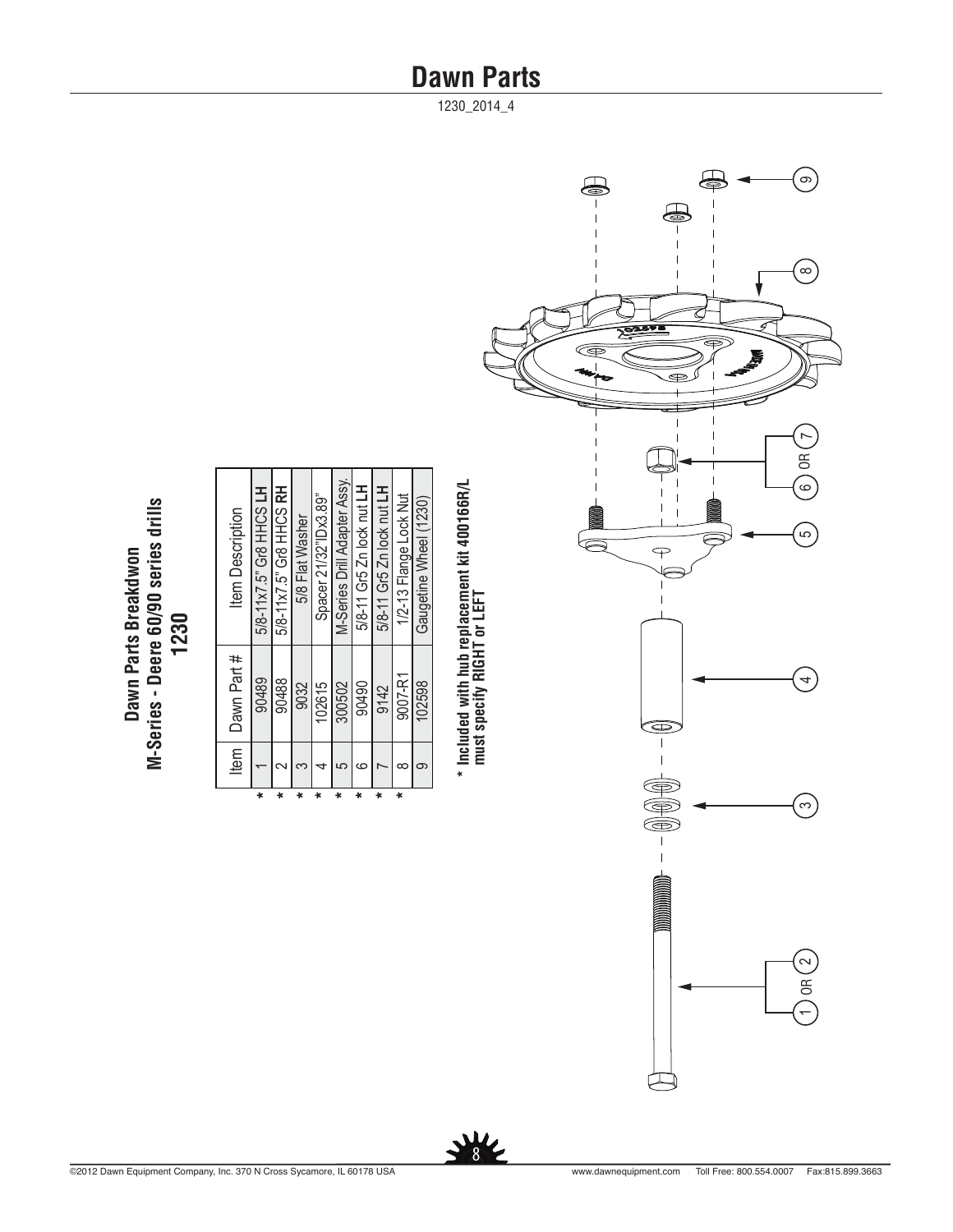# Dawn Parts

1230_2014_4

## Dawn Parts Breakdwon
## M-Series - Deere 60/90 series drills
## 1230

| | Item | Dawn Part # | Item Description |
|---|---|---|---|
| * | 1 | 90489 | 5/8-11x7.5" Gr8 HHCS **LH** |
| * | 2 | 90488 | 5/8-11x7.5" Gr8 HHCS **RH** |
| * | 3 | 9032 | 5/8 Flat Washer |
| * | 4 | 102615 | Spacer 21/32"IDx3.89" |
| * | 5 | 300502 | M-Series Drill Adapter Assy. |
| * | 6 | 90490 | 5/8-11 Gr5 Zn lock nut **LH** |
| * | 7 | 9142 | 5/8-11 Gr5 Zn lock nut **LH** |
| * | 8 | 9007-R1 | 1/2-13 Flange Lock Nut |
| | 9 | 102598 | Gaugetine Wheel (1230) |

**\* Included with hub replacement kit 400166R/L must specify RIGHT or LEFT**

1 OR 2

3

4

5

6 OR 7

8

9

©2012 Dawn Equipment Company, Inc. 370 N Cross Sycamore, IL 60178 USA www.dawnequipment.com Toll Free: 800.554.0007 Fax:815.899.3663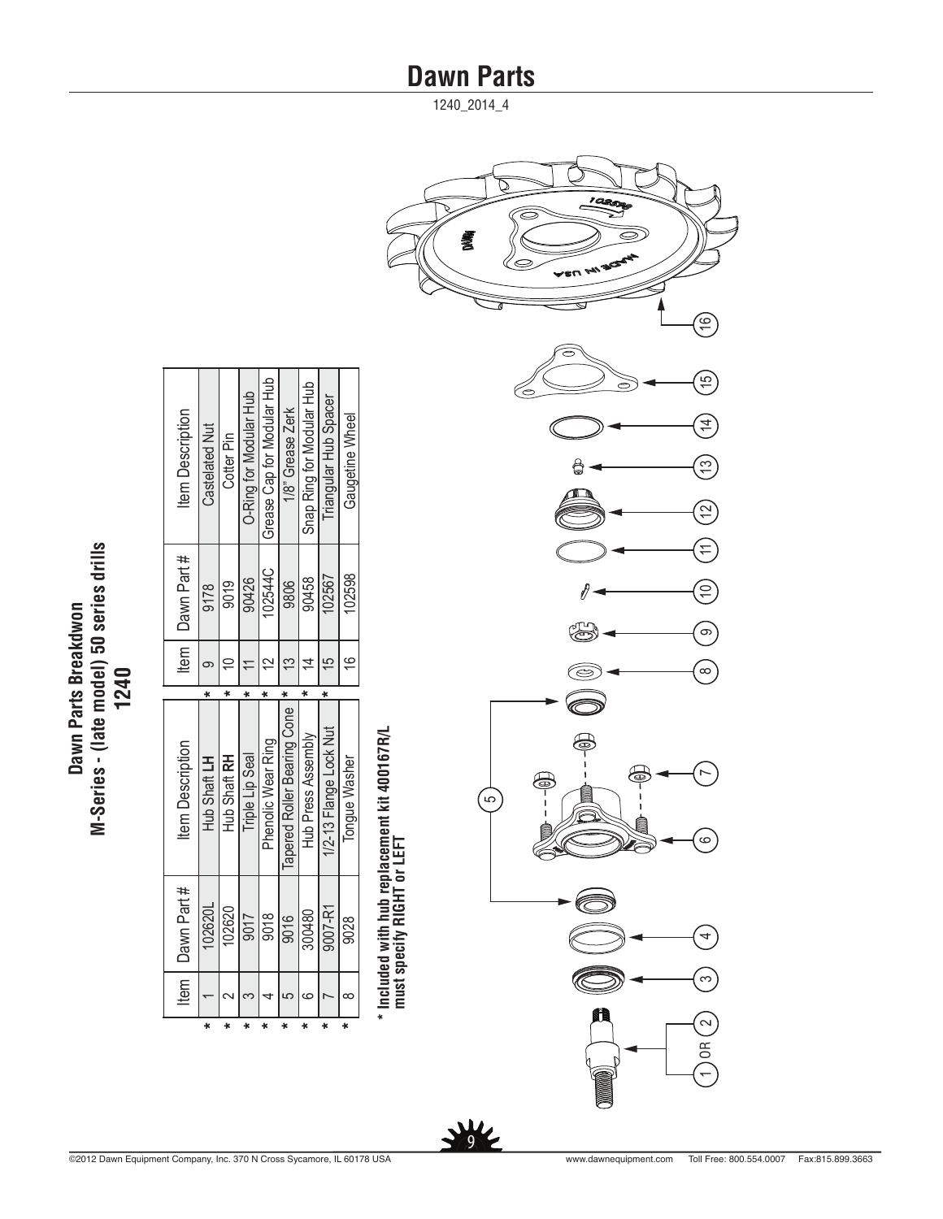# Dawn Parts

1240_2014_4

## Dawn Parts Breakdwon
## M-Series - (late model) 50 series drills
## 1240

| | Item | Dawn Part # | Item Description | | Item | Dawn Part # | Item Description |
|---|---|---|---|---|---|---|---|
| * | 1 | 102620L | Hub Shaft **LH** | * | 9 | 9178 | Castelated Nut |
| * | 2 | 102620 | Hub Shaft **RH** | * | 10 | 9019 | Cotter Pin |
| * | 3 | 9017 | Triple Lip Seal | * | 11 | 90426 | O-Ring for Modular Hub |
| * | 4 | 9018 | Phenolic Wear Ring | * | 12 | 102544C | Grease Cap for Modular Hub |
| * | 5 | 9016 | Tapered Roller Bearing Cone | * | 13 | 9806 | 1/8" Grease Zerk |
| * | 6 | 300480 | Hub Press Assembly | * | 14 | 90458 | Snap Ring for Modular Hub |
| * | 7 | 9007-R1 | 1/2-13 Flange Lock Nut | * | 15 | 102567 | Triangular Hub Spacer |
| * | 8 | 9028 | Tongue Washer | | 16 | 102598 | Gaugetine Wheel |

**\* Included with hub replacement kit 400167R/L must specify RIGHT or LEFT**

1 OR 2, 3, 4, 5, 6, 7, 8, 9, 10, 11, 12, 13, 14, 15, 16

DAWN  MADE IN USA  102598

©2012 Dawn Equipment Company, Inc. 370 N Cross Sycamore, IL 60178 USA    www.dawnequipment.com    Toll Free: 800.554.0007    Fax:815.899.3663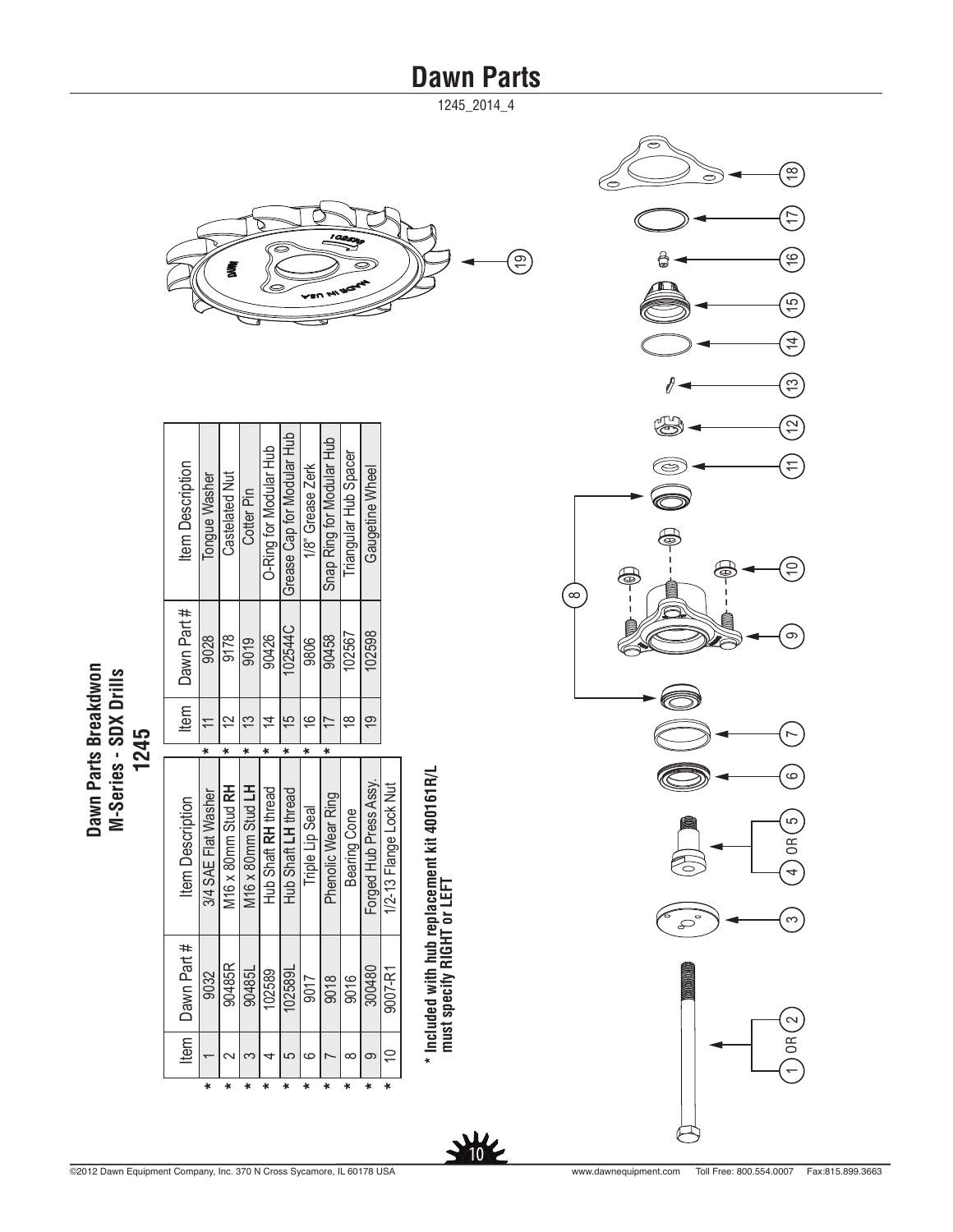# Dawn Parts

1245_2014_4

## Dawn Parts Breakdwon M-Series - SDX Drills 1245

| | Item | Dawn Part # | Item Description |
|---|---|---|---|
| * | 1 | 9032 | 3/4 SAE Flat Washer |
| * | 2 | 90485R | M16 x 80mm Stud **RH** |
| * | 3 | 90485L | M16 x 80mm Stud **LH** |
| * | 4 | 102589 | Hub Shaft **RH** thread |
| * | 5 | 102589L | Hub Shaft **LH** thread |
| * | 6 | 9017 | Triple Lip Seal |
| * | 7 | 9018 | Phenolic Wear Ring |
| * | 8 | 9016 | Bearing Cone |
| * | 9 | 300480 | Forged Hub Press Assy. |
| * | 10 | 9007-R1 | 1/2-13 Flange Lock Nut |
| * | 11 | 9028 | Tongue Washer |
| * | 12 | 9178 | Castelated Nut |
| * | 13 | 9019 | Cotter Pin |
| * | 14 | 90426 | O-Ring for Modular Hub |
| * | 15 | 102544C | Grease Cap for Modular Hub |
| * | 16 | 9806 | 1/8" Grease Zerk |
| * | 17 | 90458 | Snap Ring for Modular Hub |
| | 18 | 102567 | Triangular Hub Spacer |
| | 19 | 102598 | Gaugetine Wheel |

**\* Included with hub replacement kit 400161R/L must specify RIGHT or LEFT**

1 OR 2

3

4 OR 5

6

7

8

9

10

11

12

13

14

15

16

17

18

19

©2012 Dawn Equipment Company, Inc. 370 N Cross Sycamore, IL 60178 USA www.dawnequipment.com Toll Free: 800.554.0007 Fax:815.899.3663